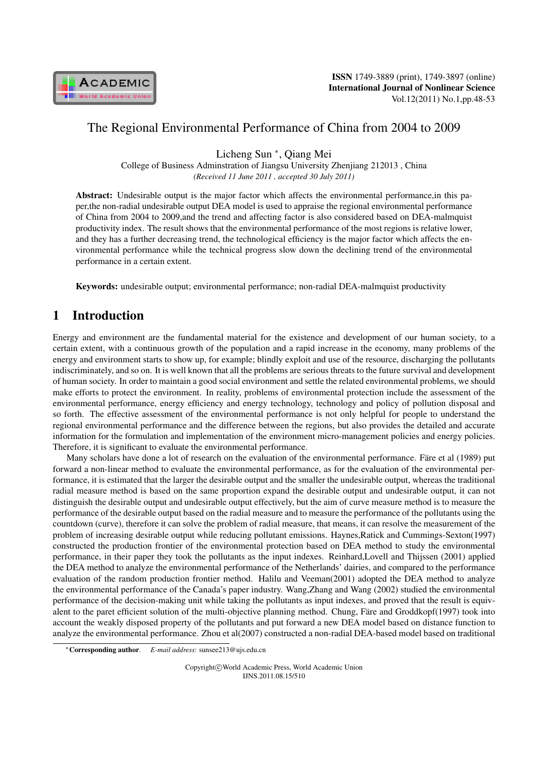# The Regional Environmental Performance of China from 2004 to 2009

Licheng Sun *, Qiang Mei

College of Business Adminstration of Jiangsu University Zhenjiang 212013 , China

*(Received 11 June 2011 , accepted 30 July 2011)*

**Abstract:** Undesirable output is the major factor which affects the environmental performance,in this paper,the non-radial undesirable output DEA model is used to appraise the regional environmental performance of China from 2004 to 2009,and the trend and affecting factor is also considered based on DEA-malmquist productivity index. The result shows that the environmental performance of the most regions is relative lower, and they has a further decreasing trend, the technological efficiency is the major factor which affects the environmental performance while the technical progress slow down the declining trend of the environmental performance in a certain extent.

**Keywords:** undesirable output; environmental performance; non-radial DEA-malmquist productivity

## 1 Introduction

Energy and environment are the fundamental material for the existence and development of our human society, to a certain extent, with a continuous growth of the population and a rapid increase in the economy, many problems of the energy and environment starts to show up, for example; blindly exploit and use of the resource, discharging the pollutants indiscriminately, and so on. It is well known that all the problems are serious threats to the future survival and development of human society. In order to maintain a good social environment and settle the related environmental problems, we should make efforts to protect the environment. In reality, problems of environmental protection include the assessment of the environmental performance, energy efficiency and energy technology, technology and policy of pollution disposal and so forth. The effective assessment of the environmental performance is not only helpful for people to understand the regional environmental performance and the difference between the regions, but also provides the detailed and accurate information for the formulation and implementation of the environment micro-management policies and energy policies. Therefore, it is significant to evaluate the environmental performance.

Many scholars have done a lot of research on the evaluation of the environmental performance. Färe et al (1989) put forward a non-linear method to evaluate the environmental performance, as for the evaluation of the environmental performance, it is estimated that the larger the desirable output and the smaller the undesirable output, whereas the traditional radial measure method is based on the same proportion expand the desirable output and undesirable output, it can not distinguish the desirable output and undesirable output effectively, but the aim of curve measure method is to measure the performance of the desirable output based on the radial measure and to measure the performance of the pollutants using the countdown (curve), therefore it can solve the problem of radial measure, that means, it can resolve the measurement of the problem of increasing desirable output while reducing pollutant emissions. Haynes,Ratick and Cummings-Sexton(1997) constructed the production frontier of the environmental protection based on DEA method to study the environmental performance, in their paper they took the pollutants as the input indexes. Reinhard,Lovell and Thijssen (2001) applied the DEA method to analyze the environmental performance of the Netherlands' dairies, and compared to the performance evaluation of the random production frontier method. Halilu and Veeman(2001) adopted the DEA method to analyze the environmental performance of the Canada's paper industry. Wang,Zhang and Wang (2002) studied the environmental performance of the decision-making unit while taking the pollutants as input indexes, and proved that the result is equivalent to the paret efficient solution of the multi-objective planning method. Chung, Färe and Groddkopf(1997) took into account the weakly disposed property of the pollutants and put forward a new DEA model based on distance function to analyze the environmental performance. Zhou et al(2007) constructed a non-radial DEA-based model based on traditional

*Corresponding author. *E-mail address*: sunsee213@ujs.edu.cn

Copyright©World Academic Press, World Academic Union
IJNS.2011.08.15/510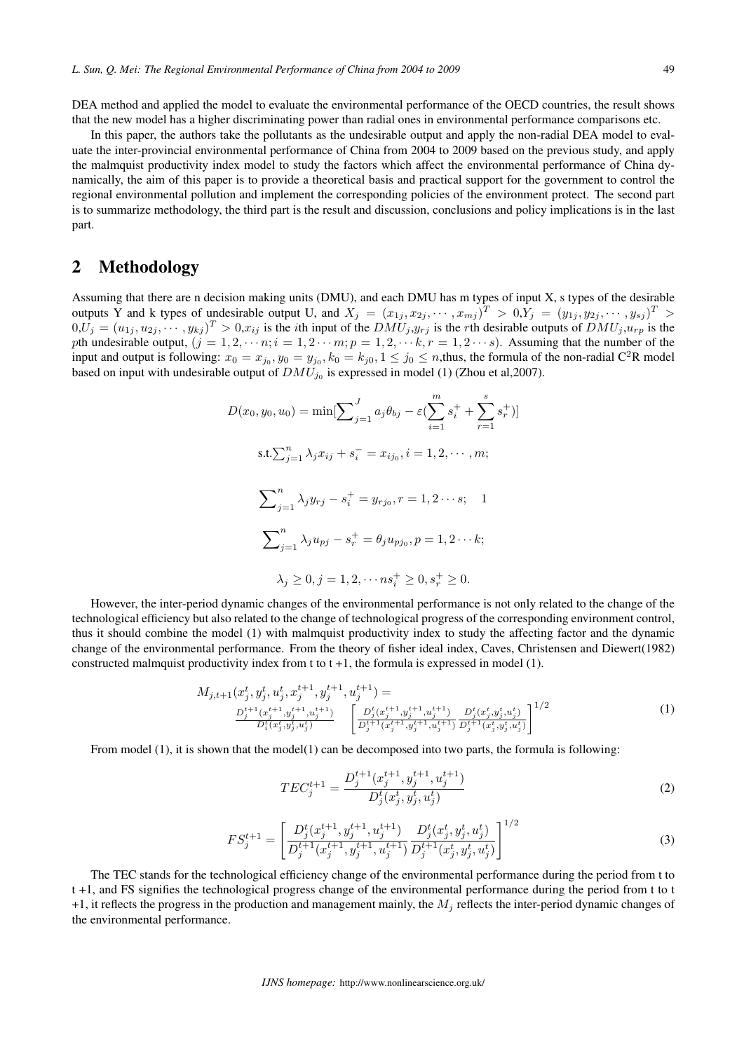DEA method and applied the model to evaluate the environmental performance of the OECD countries, the result shows that the new model has a higher discriminating power than radial ones in environmental performance comparisons etc.

In this paper, the authors take the pollutants as the undesirable output and apply the non-radial DEA model to evaluate the inter-provincial environmental performance of China from 2004 to 2009 based on the previous study, and apply the malmquist productivity index model to study the factors which affect the environmental performance of China dynamically, the aim of this paper is to provide a theoretical basis and practical support for the government to control the regional environmental pollution and implement the corresponding policies of the environment protect. The second part is to summarize methodology, the third part is the result and discussion, conclusions and policy implications is in the last part.

## 2 Methodology

Assuming that there are n decision making units (DMU), and each DMU has m types of input X, s types of the desirable outputs Y and k types of undesirable output U, and $X_j = (x_{1j}, x_{2j}, \cdots, x_{mj})^T > 0$,$Y_j = (y_{1j}, y_{2j}, \cdots, y_{sj})^T > 0$,$U_j = (u_{1j}, u_{2j}, \cdots, y_{kj})^T > 0$,$x_{ij}$ is the $i$th input of the $DMU_j$,$y_{rj}$ is the $r$th desirable outputs of $DMU_j$,$u_{rp}$ is the $p$th undesirable output, $(j = 1, 2, \cdots n; i = 1, 2 \cdots m; p = 1, 2, \cdots k, r = 1, 2 \cdots s)$. Assuming that the number of the input and output is following: $x_0 = x_{j_0}, y_0 = y_{j_0}, k_0 = k_{j0}, 1 \leq j_0 \leq n$,thus, the formula of the non-radial C[2]R model based on input with undesirable output of $DMU_{j_0}$ is expressed in model (1) (Zhou et al,2007).

$$D(x_0, y_0, u_0) = \min[\sum_{j=1}^{J} a_j \theta_{bj} - \varepsilon(\sum_{i=1}^{m} s_i^+ + \sum_{r=1}^{s} s_r^+)]$$

$$\text{s.t.}\sum_{j=1}^{n} \lambda_j x_{ij} + s_i^- = x_{ij_0}, i = 1, 2, \cdots, m;$$

$$\sum_{j=1}^{n} \lambda_j y_{rj} - s_i^+ = y_{rj_0}, r = 1, 2 \cdots s; \quad 1$$

$$\sum_{j=1}^{n} \lambda_j u_{pj} - s_r^+ = \theta_j u_{pj_0}, p = 1, 2 \cdots k;$$

$$\lambda_j \geq 0, j = 1, 2, \cdots n s_i^+ \geq 0, s_r^+ \geq 0.$$

However, the inter-period dynamic changes of the environmental performance is not only related to the change of the technological efficiency but also related to the change of technological progress of the corresponding environment control, thus it should combine the model (1) with malmquist productivity index to study the affecting factor and the dynamic change of the environmental performance. From the theory of fisher ideal index, Caves, Christensen and Diewert(1982) constructed malmquist productivity index from t to t +1, the formula is expressed in model (1).

$$M_{j,t+1}(x_j^t, y_j^t, u_j^t, x_j^{t+1}, y_j^{t+1}, u_j^{t+1}) = \frac{D_j^{t+1}(x_j^{t+1}, y_j^{t+1}, u_j^{t+1})}{D_i^t(x_j^t, y_j^t, u_j^t)} \left[ \frac{D_j^t(x_j^{t+1}, y_j^{t+1}, u_j^{t+1})}{D_j^{t+1}(x_j^{t+1}, y_j^{t+1}, u_j^{t+1})} \frac{D_j^t(x_j^t, y_j^t, u_j^t)}{D_j^{t+1}(x_j^t, y_j^t, u_j^t)} \right]^{1/2} \tag{1}$$

From model (1), it is shown that the model(1) can be decomposed into two parts, the formula is following:

$$TEC_j^{t+1} = \frac{D_j^{t+1}(x_j^{t+1}, y_j^{t+1}, u_j^{t+1})}{D_j^t(x_j^t, y_j^t, u_j^t)} \tag{2}$$

$$FS_j^{t+1} = \left[ \frac{D_j^t(x_j^{t+1}, y_j^{t+1}, u_j^{t+1})}{D_j^{t+1}(x_j^{t+1}, y_j^{t+1}, u_j^{t+1})} \frac{D_j^t(x_j^t, y_j^t, u_j^t)}{D_j^{t+1}(x_j^t, y_j^t, u_j^t)} \right]^{1/2} \tag{3}$$

The TEC stands for the technological efficiency change of the environmental performance during the period from t to t +1, and FS signifies the technological progress change of the environmental performance during the period from t to t +1, it reflects the progress in the production and management mainly, the $M_j$ reflects the inter-period dynamic changes of the environmental performance.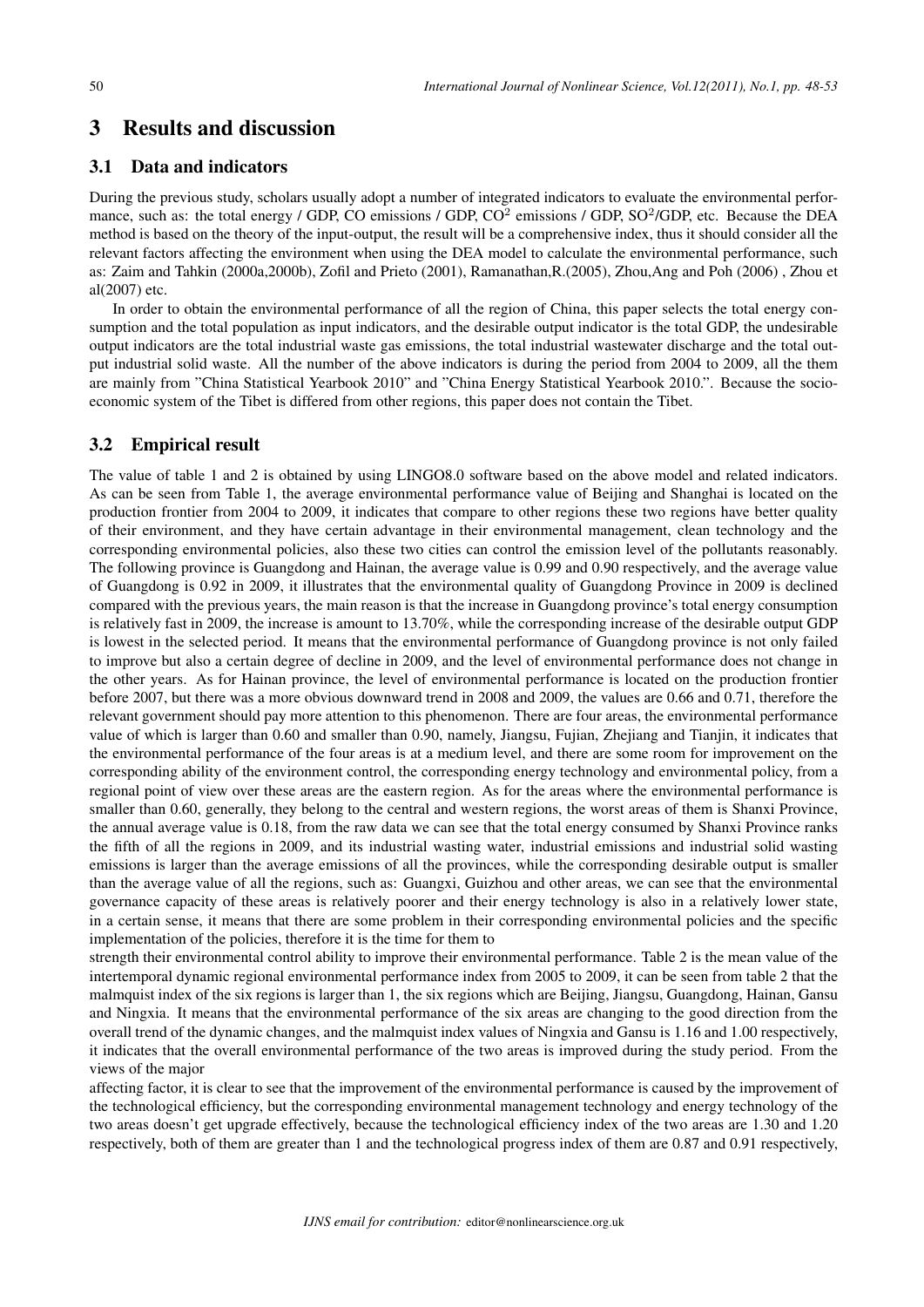# 3 Results and discussion

## 3.1 Data and indicators

During the previous study, scholars usually adopt a number of integrated indicators to evaluate the environmental performance, such as: the total energy / GDP, CO emissions / GDP, $CO^2$ emissions / GDP, $SO^2$/GDP, etc. Because the DEA method is based on the theory of the input-output, the result will be a comprehensive index, thus it should consider all the relevant factors affecting the environment when using the DEA model to calculate the environmental performance, such as: Zaim and Tahkin (2000a,2000b), Zofil and Prieto (2001), Ramanathan,R.(2005), Zhou,Ang and Poh (2006) , Zhou et al(2007) etc.

In order to obtain the environmental performance of all the region of China, this paper selects the total energy consumption and the total population as input indicators, and the desirable output indicator is the total GDP, the undesirable output indicators are the total industrial waste gas emissions, the total industrial wastewater discharge and the total output industrial solid waste. All the number of the above indicators is during the period from 2004 to 2009, all the them are mainly from "China Statistical Yearbook 2010" and "China Energy Statistical Yearbook 2010.". Because the socio-economic system of the Tibet is differed from other regions, this paper does not contain the Tibet.

## 3.2 Empirical result

The value of table 1 and 2 is obtained by using LINGO8.0 software based on the above model and related indicators. As can be seen from Table 1, the average environmental performance value of Beijing and Shanghai is located on the production frontier from 2004 to 2009, it indicates that compare to other regions these two regions have better quality of their environment, and they have certain advantage in their environmental management, clean technology and the corresponding environmental policies, also these two cities can control the emission level of the pollutants reasonably. The following province is Guangdong and Hainan, the average value is 0.99 and 0.90 respectively, and the average value of Guangdong is 0.92 in 2009, it illustrates that the environmental quality of Guangdong Province in 2009 is declined compared with the previous years, the main reason is that the increase in Guangdong province's total energy consumption is relatively fast in 2009, the increase is amount to 13.70%, while the corresponding increase of the desirable output GDP is lowest in the selected period. It means that the environmental performance of Guangdong province is not only failed to improve but also a certain degree of decline in 2009, and the level of environmental performance does not change in the other years. As for Hainan province, the level of environmental performance is located on the production frontier before 2007, but there was a more obvious downward trend in 2008 and 2009, the values are 0.66 and 0.71, therefore the relevant government should pay more attention to this phenomenon. There are four areas, the environmental performance value of which is larger than 0.60 and smaller than 0.90, namely, Jiangsu, Fujian, Zhejiang and Tianjin, it indicates that the environmental performance of the four areas is at a medium level, and there are some room for improvement on the corresponding ability of the environment control, the corresponding energy technology and environmental policy, from a regional point of view over these areas are the eastern region. As for the areas where the environmental performance is smaller than 0.60, generally, they belong to the central and western regions, the worst areas of them is Shanxi Province, the annual average value is 0.18, from the raw data we can see that the total energy consumed by Shanxi Province ranks the fifth of all the regions in 2009, and its industrial wasting water, industrial emissions and industrial solid wasting emissions is larger than the average emissions of all the provinces, while the corresponding desirable output is smaller than the average value of all the regions, such as: Guangxi, Guizhou and other areas, we can see that the environmental governance capacity of these areas is relatively poorer and their energy technology is also in a relatively lower state, in a certain sense, it means that there are some problem in their corresponding environmental policies and the specific implementation of the policies, therefore it is the time for them to strength their environmental control ability to improve their environmental performance. Table 2 is the mean value of the intertemporal dynamic regional environmental performance index from 2005 to 2009, it can be seen from table 2 that the malmquist index of the six regions is larger than 1, the six regions which are Beijing, Jiangsu, Guangdong, Hainan, Gansu and Ningxia. It means that the environmental performance of the six areas are changing to the good direction from the overall trend of the dynamic changes, and the malmquist index values of Ningxia and Gansu is 1.16 and 1.00 respectively, it indicates that the overall environmental performance of the two areas is improved during the study period. From the views of the major affecting factor, it is clear to see that the improvement of the environmental performance is caused by the improvement of the technological efficiency, but the corresponding environmental management technology and energy technology of the two areas doesn't get upgrade effectively, because the technological efficiency index of the two areas are 1.30 and 1.20 respectively, both of them are greater than 1 and the technological progress index of them are 0.87 and 0.91 respectively,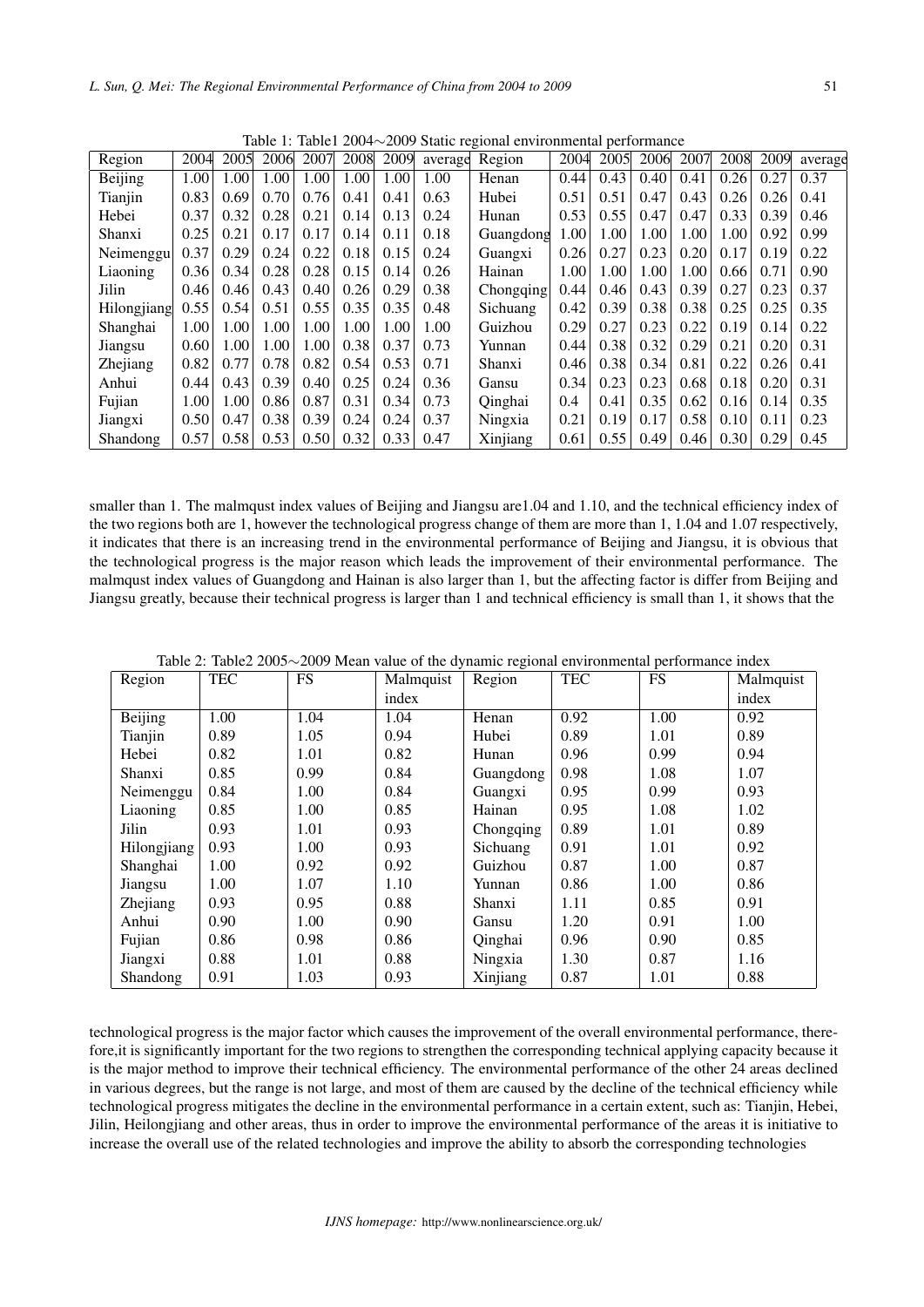Table 1: Table1 2004∼2009 Static regional environmental performance

| Region | 2004 | 2005 | 2006 | 2007 | 2008 | 2009 | average | Region | 2004 | 2005 | 2006 | 2007 | 2008 | 2009 | average |
|---|---|---|---|---|---|---|---|---|---|---|---|---|---|---|---|
| Beijing | 1.00 | 1.00 | 1.00 | 1.00 | 1.00 | 1.00 | 1.00 | Henan | 0.44 | 0.43 | 0.40 | 0.41 | 0.26 | 0.27 | 0.37 |
| Tianjin | 0.83 | 0.69 | 0.70 | 0.76 | 0.41 | 0.41 | 0.63 | Hubei | 0.51 | 0.51 | 0.47 | 0.43 | 0.26 | 0.26 | 0.41 |
| Hebei | 0.37 | 0.32 | 0.28 | 0.21 | 0.14 | 0.13 | 0.24 | Hunan | 0.53 | 0.55 | 0.47 | 0.47 | 0.33 | 0.39 | 0.46 |
| Shanxi | 0.25 | 0.21 | 0.17 | 0.17 | 0.14 | 0.11 | 0.18 | Guangdong | 1.00 | 1.00 | 1.00 | 1.00 | 1.00 | 0.92 | 0.99 |
| Neimenggu | 0.37 | 0.29 | 0.24 | 0.22 | 0.18 | 0.15 | 0.24 | Guangxi | 0.26 | 0.27 | 0.23 | 0.20 | 0.17 | 0.19 | 0.22 |
| Liaoning | 0.36 | 0.34 | 0.28 | 0.28 | 0.15 | 0.14 | 0.26 | Hainan | 1.00 | 1.00 | 1.00 | 1.00 | 0.66 | 0.71 | 0.90 |
| Jilin | 0.46 | 0.46 | 0.43 | 0.40 | 0.26 | 0.29 | 0.38 | Chongqing | 0.44 | 0.46 | 0.43 | 0.39 | 0.27 | 0.23 | 0.37 |
| Hilongjiang | 0.55 | 0.54 | 0.51 | 0.55 | 0.35 | 0.35 | 0.48 | Sichuang | 0.42 | 0.39 | 0.38 | 0.38 | 0.25 | 0.25 | 0.35 |
| Shanghai | 1.00 | 1.00 | 1.00 | 1.00 | 1.00 | 1.00 | 1.00 | Guizhou | 0.29 | 0.27 | 0.23 | 0.22 | 0.19 | 0.14 | 0.22 |
| Jiangsu | 0.60 | 1.00 | 1.00 | 1.00 | 0.38 | 0.37 | 0.73 | Yunnan | 0.44 | 0.38 | 0.32 | 0.29 | 0.21 | 0.20 | 0.31 |
| Zhejiang | 0.82 | 0.77 | 0.78 | 0.82 | 0.54 | 0.53 | 0.71 | Shanxi | 0.46 | 0.38 | 0.34 | 0.81 | 0.22 | 0.26 | 0.41 |
| Anhui | 0.44 | 0.43 | 0.39 | 0.40 | 0.25 | 0.24 | 0.36 | Gansu | 0.34 | 0.23 | 0.23 | 0.68 | 0.18 | 0.20 | 0.31 |
| Fujian | 1.00 | 1.00 | 0.86 | 0.87 | 0.31 | 0.34 | 0.73 | Qinghai | 0.4 | 0.41 | 0.35 | 0.62 | 0.16 | 0.14 | 0.35 |
| Jiangxi | 0.50 | 0.47 | 0.38 | 0.39 | 0.24 | 0.24 | 0.37 | Ningxia | 0.21 | 0.19 | 0.17 | 0.58 | 0.10 | 0.11 | 0.23 |
| Shandong | 0.57 | 0.58 | 0.53 | 0.50 | 0.32 | 0.33 | 0.47 | Xinjiang | 0.61 | 0.55 | 0.49 | 0.46 | 0.30 | 0.29 | 0.45 |

smaller than 1. The malmqust index values of Beijing and Jiangsu are1.04 and 1.10, and the technical efficiency index of the two regions both are 1, however the technological progress change of them are more than 1, 1.04 and 1.07 respectively, it indicates that there is an increasing trend in the environmental performance of Beijing and Jiangsu, it is obvious that the technological progress is the major reason which leads the improvement of their environmental performance. The malmqust index values of Guangdong and Hainan is also larger than 1, but the affecting factor is differ from Beijing and Jiangsu greatly, because their technical progress is larger than 1 and technical efficiency is small than 1, it shows that the

Table 2: Table2 2005∼2009 Mean value of the dynamic regional environmental performance index

| Region | TEC | FS | Malmquist index | Region | TEC | FS | Malmquist index |
|---|---|---|---|---|---|---|---|
| Beijing | 1.00 | 1.04 | 1.04 | Henan | 0.92 | 1.00 | 0.92 |
| Tianjin | 0.89 | 1.05 | 0.94 | Hubei | 0.89 | 1.01 | 0.89 |
| Hebei | 0.82 | 1.01 | 0.82 | Hunan | 0.96 | 0.99 | 0.94 |
| Shanxi | 0.85 | 0.99 | 0.84 | Guangdong | 0.98 | 1.08 | 1.07 |
| Neimenggu | 0.84 | 1.00 | 0.84 | Guangxi | 0.95 | 0.99 | 0.93 |
| Liaoning | 0.85 | 1.00 | 0.85 | Hainan | 0.95 | 1.08 | 1.02 |
| Jilin | 0.93 | 1.01 | 0.93 | Chongqing | 0.89 | 1.01 | 0.89 |
| Hilongjiang | 0.93 | 1.00 | 0.93 | Sichuang | 0.91 | 1.01 | 0.92 |
| Shanghai | 1.00 | 0.92 | 0.92 | Guizhou | 0.87 | 1.00 | 0.87 |
| Jiangsu | 1.00 | 1.07 | 1.10 | Yunnan | 0.86 | 1.00 | 0.86 |
| Zhejiang | 0.93 | 0.95 | 0.88 | Shanxi | 1.11 | 0.85 | 0.91 |
| Anhui | 0.90 | 1.00 | 0.90 | Gansu | 1.20 | 0.91 | 1.00 |
| Fujian | 0.86 | 0.98 | 0.86 | Qinghai | 0.96 | 0.90 | 0.85 |
| Jiangxi | 0.88 | 1.01 | 0.88 | Ningxia | 1.30 | 0.87 | 1.16 |
| Shandong | 0.91 | 1.03 | 0.93 | Xinjiang | 0.87 | 1.01 | 0.88 |

technological progress is the major factor which causes the improvement of the overall environmental performance, therefore,it is significantly important for the two regions to strengthen the corresponding technical applying capacity because it is the major method to improve their technical efficiency. The environmental performance of the other 24 areas declined in various degrees, but the range is not large, and most of them are caused by the decline of the technical efficiency while technological progress mitigates the decline in the environmental performance in a certain extent, such as: Tianjin, Hebei, Jilin, Heilongjiang and other areas, thus in order to improve the environmental performance of the areas it is initiative to increase the overall use of the related technologies and improve the ability to absorb the corresponding technologies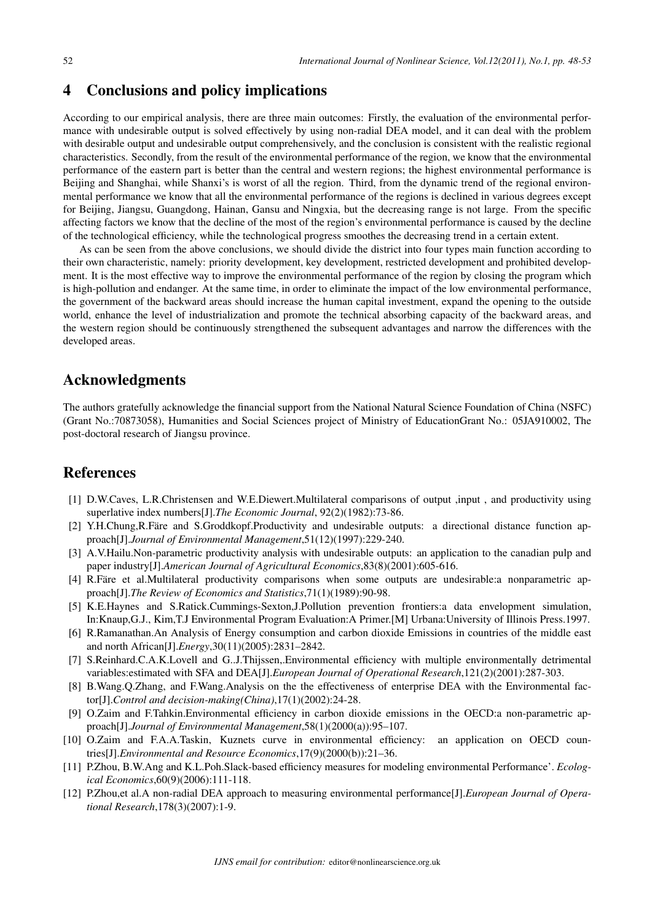## 4 Conclusions and policy implications

According to our empirical analysis, there are three main outcomes: Firstly, the evaluation of the environmental performance with undesirable output is solved effectively by using non-radial DEA model, and it can deal with the problem with desirable output and undesirable output comprehensively, and the conclusion is consistent with the realistic regional characteristics. Secondly, from the result of the environmental performance of the region, we know that the environmental performance of the eastern part is better than the central and western regions; the highest environmental performance is Beijing and Shanghai, while Shanxi's is worst of all the region. Third, from the dynamic trend of the regional environmental performance we know that all the environmental performance of the regions is declined in various degrees except for Beijing, Jiangsu, Guangdong, Hainan, Gansu and Ningxia, but the decreasing range is not large. From the specific affecting factors we know that the decline of the most of the region's environmental performance is caused by the decline of the technological efficiency, while the technological progress smoothes the decreasing trend in a certain extent.

As can be seen from the above conclusions, we should divide the district into four types main function according to their own characteristic, namely: priority development, key development, restricted development and prohibited development. It is the most effective way to improve the environmental performance of the region by closing the program which is high-pollution and endanger. At the same time, in order to eliminate the impact of the low environmental performance, the government of the backward areas should increase the human capital investment, expand the opening to the outside world, enhance the level of industrialization and promote the technical absorbing capacity of the backward areas, and the western region should be continuously strengthened the subsequent advantages and narrow the differences with the developed areas.

## Acknowledgments

The authors gratefully acknowledge the financial support from the National Natural Science Foundation of China (NSFC) (Grant No.:70873058), Humanities and Social Sciences project of Ministry of EducationGrant No.: 05JA910002, The post-doctoral research of Jiangsu province.

## References

[1] D.W.Caves, L.R.Christensen and W.E.Diewert.Multilateral comparisons of output ,input , and productivity using superlative index numbers[J].*The Economic Journal*, 92(2)(1982):73-86.

[2] Y.H.Chung,R.Färe and S.Groddkopf.Productivity and undesirable outputs: a directional distance function approach[J].*Journal of Environmental Management*,51(12)(1997):229-240.

[3] A.V.Hailu.Non-parametric productivity analysis with undesirable outputs: an application to the canadian pulp and paper industry[J].*American Journal of Agricultural Economics*,83(8)(2001):605-616.

[4] R.Färe et al.Multilateral productivity comparisons when some outputs are undesirable:a nonparametric approach[J].*The Review of Economics and Statistics*,71(1)(1989):90-98.

[5] K.E.Haynes and S.Ratick.Cummings-Sexton,J.Pollution prevention frontiers:a data envelopment simulation, In:Knaup,G.J., Kim,T.J Environmental Program Evaluation:A Primer.[M] Urbana:University of Illinois Press.1997.

[6] R.Ramanathan.An Analysis of Energy consumption and carbon dioxide Emissions in countries of the middle east and north African[J].*Energy*,30(11)(2005):2831–2842.

[7] S.Reinhard.C.A.K.Lovell and G..J.Thijssen,.Environmental efficiency with multiple environmentally detrimental variables:estimated with SFA and DEA[J].*European Journal of Operational Research*,121(2)(2001):287-303.

[8] B.Wang.Q.Zhang, and F.Wang.Analysis on the the effectiveness of enterprise DEA with the Environmental factor[J].*Control and decision-making(China)*,17(1)(2002):24-28.

[9] O.Zaim and F.Tahkin.Environmental efficiency in carbon dioxide emissions in the OECD:a non-parametric approach[J].*Journal of Environmental Management*,58(1)(2000(a)):95–107.

[10] O.Zaim and F.A.A.Taskin, Kuznets curve in environmental efficiency: an application on OECD countries[J].*Environmental and Resource Economics*,17(9)(2000(b)):21–36.

[11] P.Zhou, B.W.Ang and K.L.Poh.Slack-based efficiency measures for modeling environmental Performance'. *Ecological Economics*,60(9)(2006):111-118.

[12] P.Zhou,et al.A non-radial DEA approach to measuring environmental performance[J].*European Journal of Operational Research*,178(3)(2007):1-9.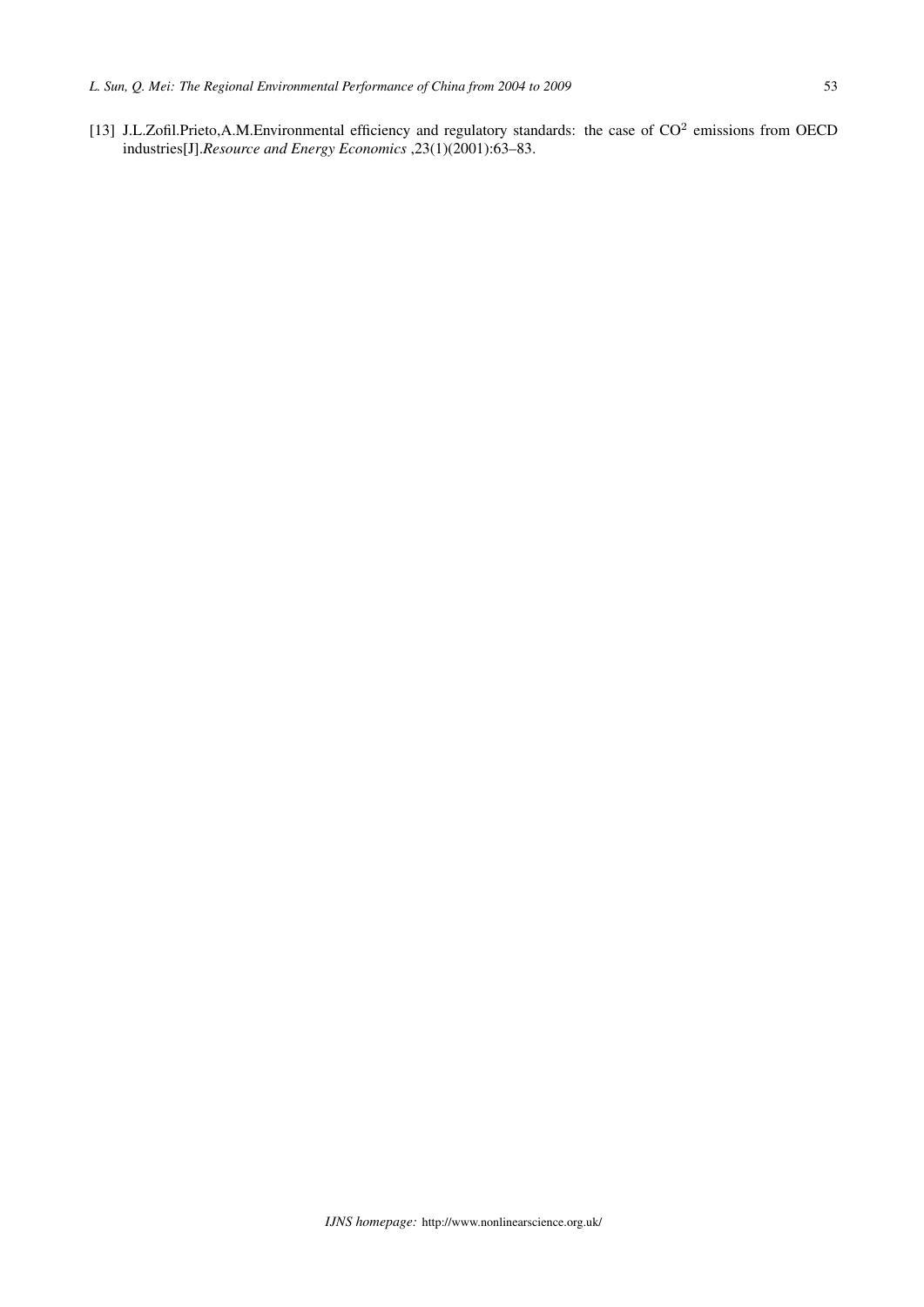[13] J.L.Zofil.Prieto,A.M.Environmental efficiency and regulatory standards: the case of $CO^2$ emissions from OECD industries[J].*Resource and Energy Economics* ,23(1)(2001):63–83.